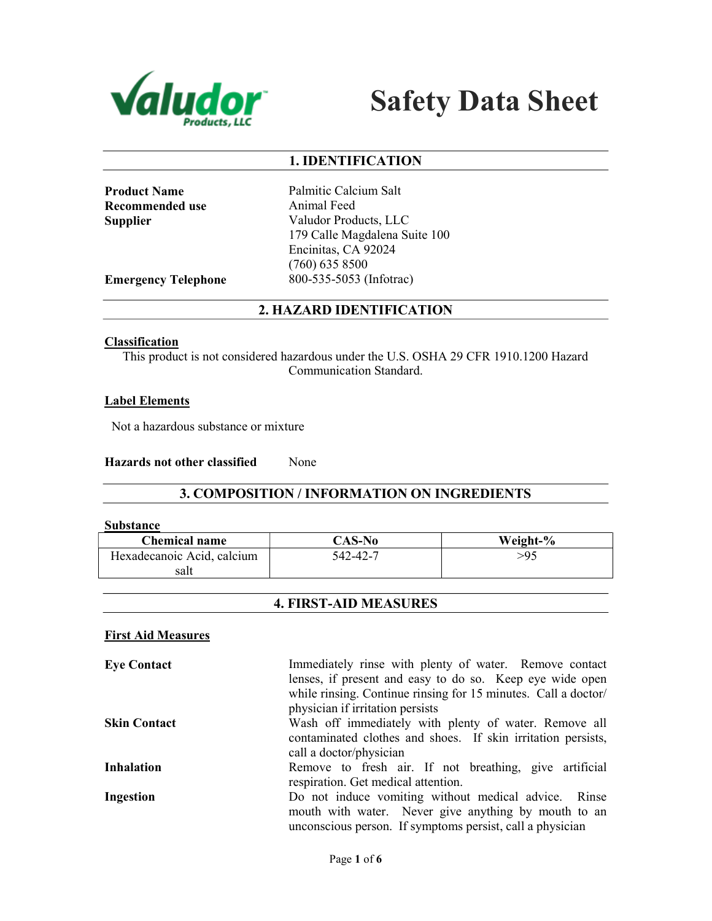# Valudor Products, LLC

# Safety Data Sheet

## 1. IDENTIFICATION

| | |
|---|---|
| **Product Name** | Palmitic Calcium Salt |
| **Recommended use** | Animal Feed |
| **Supplier** | Valudor Products, LLC<br>179 Calle Magdalena Suite 100<br>Encinitas, CA 92024<br>(760) 635 8500 |
| **Emergency Telephone** | 800-535-5053 (Infotrac) |

## 2. HAZARD IDENTIFICATION

### Classification

This product is not considered hazardous under the U.S. OSHA 29 CFR 1910.1200 Hazard Communication Standard.

### Label Elements

Not a hazardous substance or mixture

**Hazards not other classified** None

## 3. COMPOSITION / INFORMATION ON INGREDIENTS

### Substance

| Chemical name | CAS-No | Weight-% |
|---|---|---|
| Hexadecanoic Acid, calcium salt | 542-42-7 | >95 |

## 4. FIRST-AID MEASURES

### First Aid Measures

**Eye Contact**
Immediately rinse with plenty of water. Remove contact lenses, if present and easy to do so. Keep eye wide open while rinsing. Continue rinsing for 15 minutes. Call a doctor/ physician if irritation persists

**Skin Contact**
Wash off immediately with plenty of water. Remove all contaminated clothes and shoes. If skin irritation persists, call a doctor/physician

**Inhalation**
Remove to fresh air. If not breathing, give artificial respiration. Get medical attention.

**Ingestion**
Do not induce vomiting without medical advice. Rinse mouth with water. Never give anything by mouth to an unconscious person. If symptoms persist, call a physician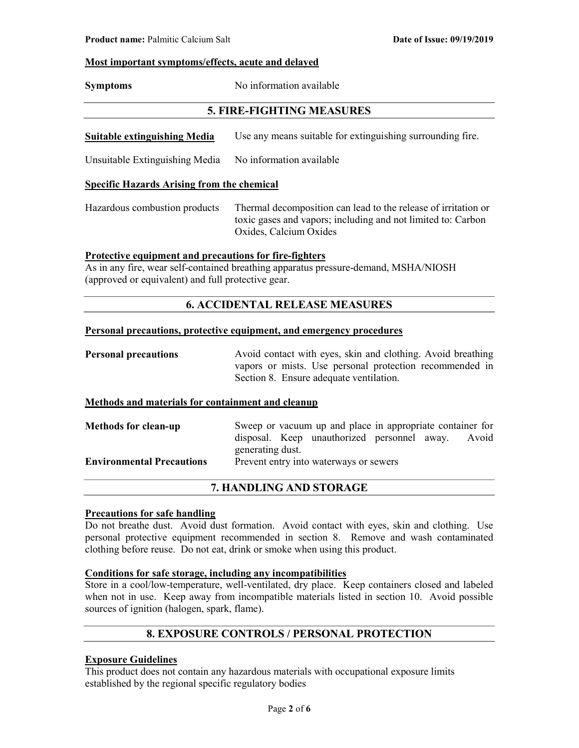**Most important symptoms/effects, acute and delayed**

**Symptoms** No information available

## 5. FIRE-FIGHTING MEASURES

**Suitable extinguishing Media** Use any means suitable for extinguishing surrounding fire.

Unsuitable Extinguishing Media No information available

**Specific Hazards Arising from the chemical**

Hazardous combustion products Thermal decomposition can lead to the release of irritation or toxic gases and vapors; including and not limited to: Carbon Oxides, Calcium Oxides

**Protective equipment and precautions for fire-fighters**

As in any fire, wear self-contained breathing apparatus pressure-demand, MSHA/NIOSH (approved or equivalent) and full protective gear.

## 6. ACCIDENTAL RELEASE MEASURES

**Personal precautions, protective equipment, and emergency procedures**

**Personal precautions** Avoid contact with eyes, skin and clothing. Avoid breathing vapors or mists. Use personal protection recommended in Section 8. Ensure adequate ventilation.

**Methods and materials for containment and cleanup**

**Methods for clean-up** Sweep or vacuum up and place in appropriate container for disposal. Keep unauthorized personnel away. Avoid generating dust.

**Environmental Precautions** Prevent entry into waterways or sewers

## 7. HANDLING AND STORAGE

**Precautions for safe handling**

Do not breathe dust. Avoid dust formation. Avoid contact with eyes, skin and clothing. Use personal protective equipment recommended in section 8. Remove and wash contaminated clothing before reuse. Do not eat, drink or smoke when using this product.

**Conditions for safe storage, including any incompatibilities**

Store in a cool/low-temperature, well-ventilated, dry place. Keep containers closed and labeled when not in use. Keep away from incompatible materials listed in section 10. Avoid possible sources of ignition (halogen, spark, flame).

## 8. EXPOSURE CONTROLS / PERSONAL PROTECTION

**Exposure Guidelines**

This product does not contain any hazardous materials with occupational exposure limits established by the regional specific regulatory bodies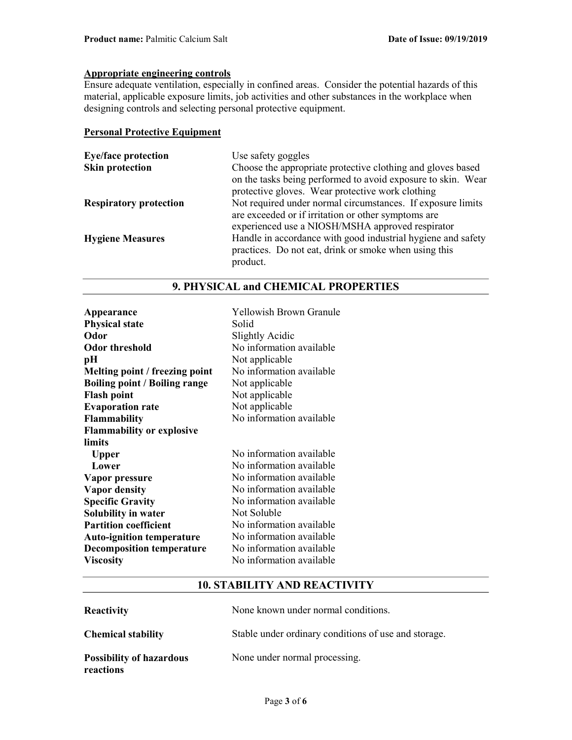**Appropriate engineering controls**

Ensure adequate ventilation, especially in confined areas. Consider the potential hazards of this material, applicable exposure limits, job activities and other substances in the workplace when designing controls and selecting personal protective equipment.

**Personal Protective Equipment**

| | |
|---|---|
| **Eye/face protection** | Use safety goggles |
| **Skin protection** | Choose the appropriate protective clothing and gloves based on the tasks being performed to avoid exposure to skin. Wear protective gloves. Wear protective work clothing |
| **Respiratory protection** | Not required under normal circumstances. If exposure limits are exceeded or if irritation or other symptoms are experienced use a NIOSH/MSHA approved respirator |
| **Hygiene Measures** | Handle in accordance with good industrial hygiene and safety practices. Do not eat, drink or smoke when using this product. |

## 9. PHYSICAL and CHEMICAL PROPERTIES

| | |
|---|---|
| **Appearance** | Yellowish Brown Granule |
| **Physical state** | Solid |
| **Odor** | Slightly Acidic |
| **Odor threshold** | No information available |
| **pH** | Not applicable |
| **Melting point / freezing point** | No information available |
| **Boiling point / Boiling range** | Not applicable |
| **Flash point** | Not applicable |
| **Evaporation rate** | Not applicable |
| **Flammability** | No information available |
| **Flammability or explosive limits** | |
| **Upper** | No information available |
| **Lower** | No information available |
| **Vapor pressure** | No information available |
| **Vapor density** | No information available |
| **Specific Gravity** | No information available |
| **Solubility in water** | Not Soluble |
| **Partition coefficient** | No information available |
| **Auto-ignition temperature** | No information available |
| **Decomposition temperature** | No information available |
| **Viscosity** | No information available |

## 10. STABILITY AND REACTIVITY

| | |
|---|---|
| **Reactivity** | None known under normal conditions. |
| **Chemical stability** | Stable under ordinary conditions of use and storage. |
| **Possibility of hazardous reactions** | None under normal processing. |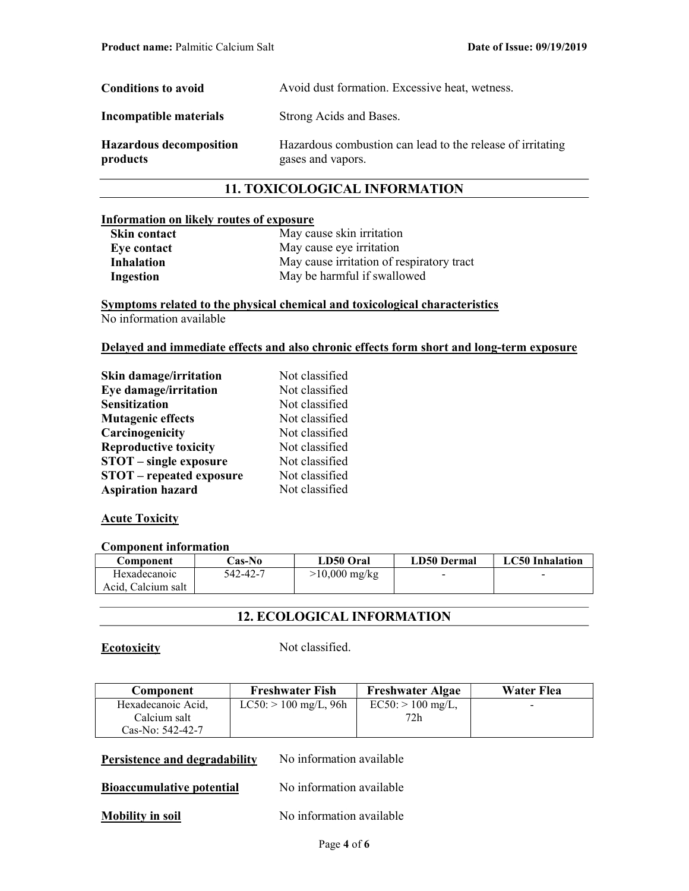| | |
|---|---|
| **Conditions to avoid** | Avoid dust formation. Excessive heat, wetness. |
| **Incompatible materials** | Strong Acids and Bases. |
| **Hazardous decomposition products** | Hazardous combustion can lead to the release of irritating gases and vapors. |

## 11. TOXICOLOGICAL INFORMATION

**Information on likely routes of exposure**

| | |
|---|---|
| **Skin contact** | May cause skin irritation |
| **Eye contact** | May cause eye irritation |
| **Inhalation** | May cause irritation of respiratory tract |
| **Ingestion** | May be harmful if swallowed |

**Symptoms related to the physical chemical and toxicological characteristics**

No information available

**Delayed and immediate effects and also chronic effects form short and long-term exposure**

| | |
|---|---|
| **Skin damage/irritation** | Not classified |
| **Eye damage/irritation** | Not classified |
| **Sensitization** | Not classified |
| **Mutagenic effects** | Not classified |
| **Carcinogenicity** | Not classified |
| **Reproductive toxicity** | Not classified |
| **STOT – single exposure** | Not classified |
| **STOT – repeated exposure** | Not classified |
| **Aspiration hazard** | Not classified |

**Acute Toxicity**

**Component information**

| Component | Cas-No | LD50 Oral | LD50 Dermal | LC50 Inhalation |
|---|---|---|---|---|
| Hexadecanoic Acid, Calcium salt | 542-42-7 | >10,000 mg/kg | - | - |

## 12. ECOLOGICAL INFORMATION

**Ecotoxicity** Not classified.

| Component | Freshwater Fish | Freshwater Algae | Water Flea |
|---|---|---|---|
| Hexadecanoic Acid, Calcium salt Cas-No: 542-42-7 | LC50: > 100 mg/L, 96h | EC50: > 100 mg/L, 72h | - |

**Persistence and degradability** No information available

**Bioaccumulative potential** No information available

**Mobility in soil** No information available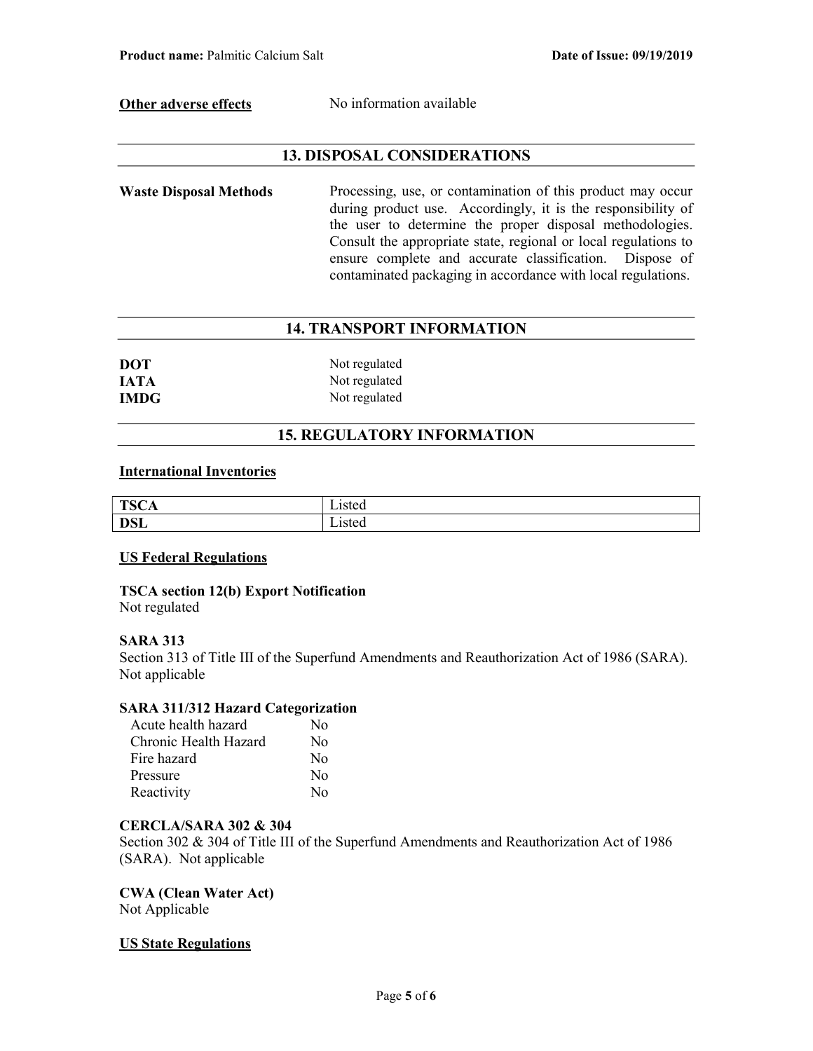**Other adverse effects** No information available

## 13. DISPOSAL CONSIDERATIONS

**Waste Disposal Methods** Processing, use, or contamination of this product may occur during product use. Accordingly, it is the responsibility of the user to determine the proper disposal methodologies. Consult the appropriate state, regional or local regulations to ensure complete and accurate classification. Dispose of contaminated packaging in accordance with local regulations.

## 14. TRANSPORT INFORMATION

**DOT** Not regulated
**IATA** Not regulated
**IMDG** Not regulated

## 15. REGULATORY INFORMATION

### International Inventories

| **TSCA** | Listed |
|---|---|
| **DSL** | Listed |

### US Federal Regulations

**TSCA section 12(b) Export Notification**
Not regulated

**SARA 313**
Section 313 of Title III of the Superfund Amendments and Reauthorization Act of 1986 (SARA). Not applicable

**SARA 311/312 Hazard Categorization**

| | |
|---|---|
| Acute health hazard | No |
| Chronic Health Hazard | No |
| Fire hazard | No |
| Pressure | No |
| Reactivity | No |

**CERCLA/SARA 302 & 304**
Section 302 & 304 of Title III of the Superfund Amendments and Reauthorization Act of 1986 (SARA). Not applicable

**CWA (Clean Water Act)**
Not Applicable

### US State Regulations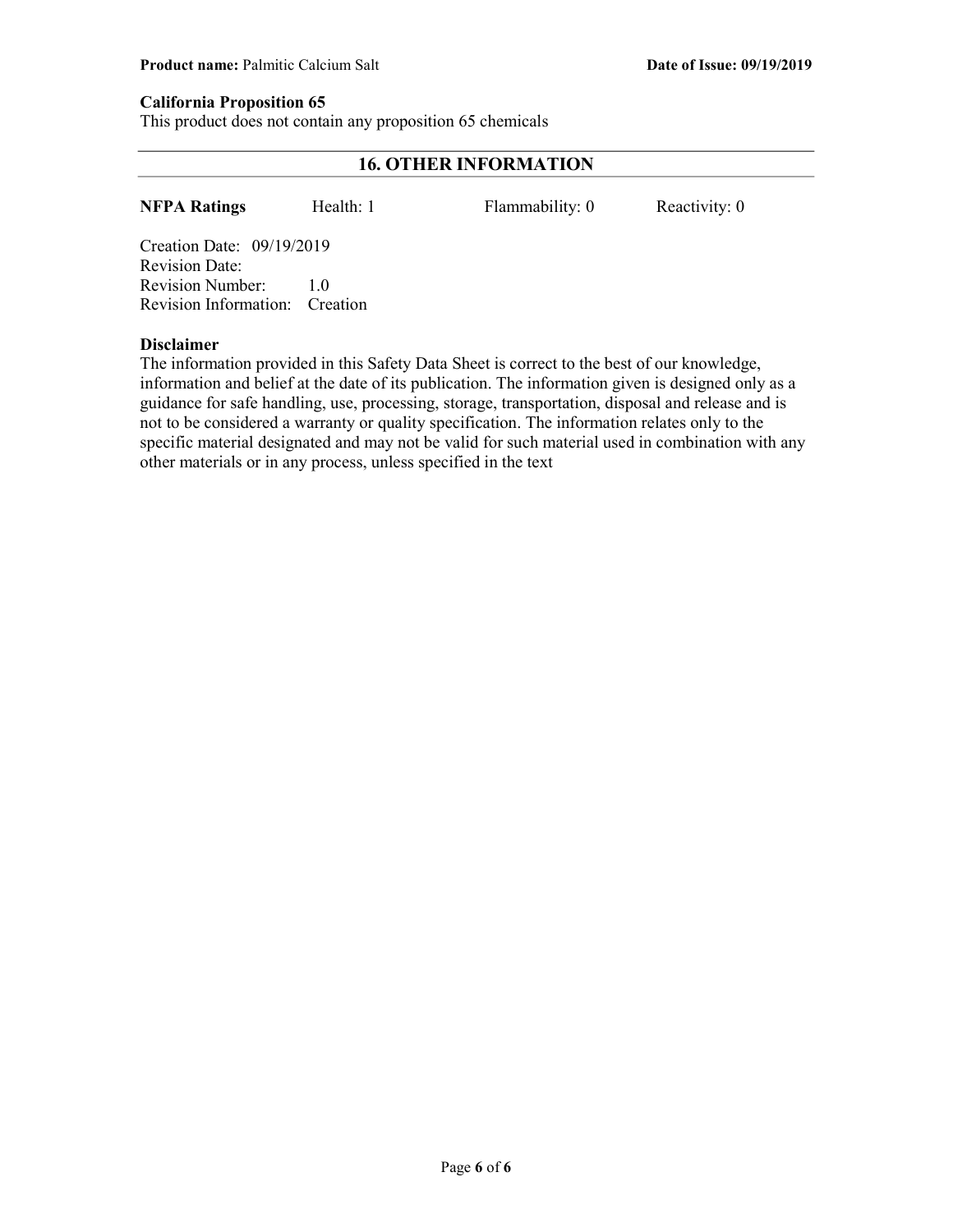**California Proposition 65**

This product does not contain any proposition 65 chemicals

## 16. OTHER INFORMATION

**NFPA Ratings** Health: 1 Flammability: 0 Reactivity: 0

Creation Date: 09/19/2019
Revision Date:
Revision Number: 1.0
Revision Information: Creation

**Disclaimer**

The information provided in this Safety Data Sheet is correct to the best of our knowledge, information and belief at the date of its publication. The information given is designed only as a guidance for safe handling, use, processing, storage, transportation, disposal and release and is not to be considered a warranty or quality specification. The information relates only to the specific material designated and may not be valid for such material used in combination with any other materials or in any process, unless specified in the text